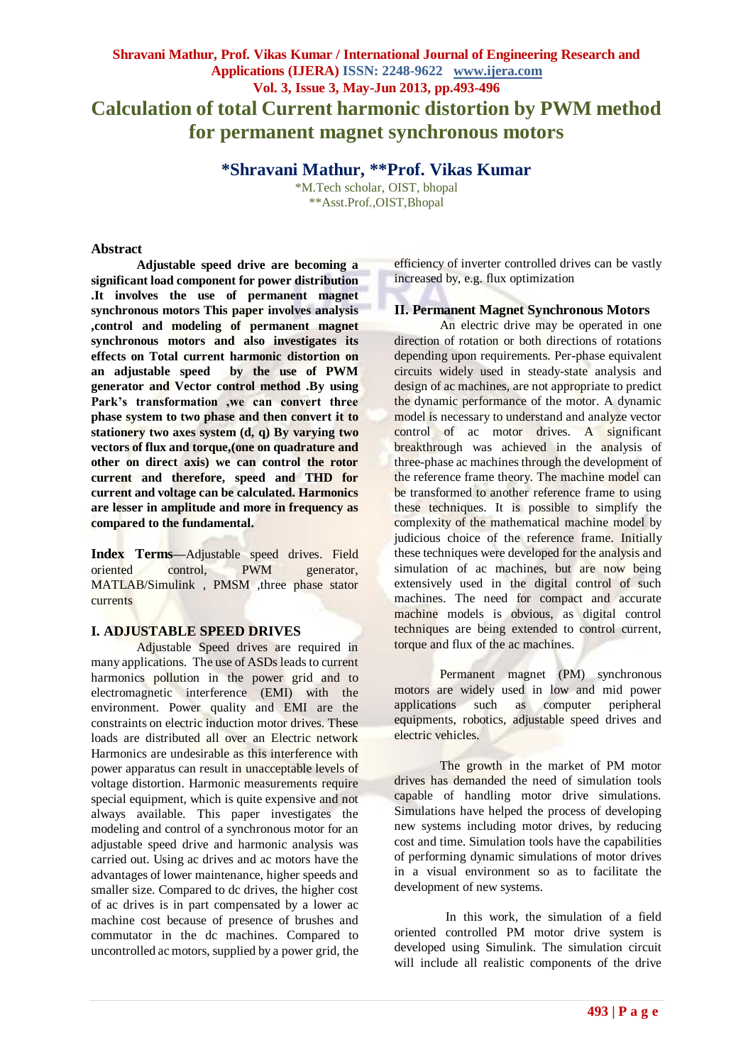# Calculation of total Current harmonic distortion by PWM method for permanent magnet synchronous motors

**\*Shravani Mathur, \*\*Prof. Vikas Kumar**

\*M.Tech scholar, OIST, bhopal
\*\*Asst.Prof.,OIST,Bhopal

## Abstract

**Adjustable speed drive are becoming a significant load component for power distribution .It involves the use of permanent magnet synchronous motors This paper involves analysis ,control and modeling of permanent magnet synchronous motors and also investigates its effects on Total current harmonic distortion on an adjustable speed by the use of PWM generator and Vector control method .By using Park's transformation ,we can convert three phase system to two phase and then convert it to stationery two axes system (d, q) By varying two vectors of flux and torque,(one on quadrature and other on direct axis) we can control the rotor current and therefore, speed and THD for current and voltage can be calculated. Harmonics are lesser in amplitude and more in frequency as compared to the fundamental.**

**Index Terms**—Adjustable speed drives. Field oriented control, PWM generator, MATLAB/Simulink , PMSM ,three phase stator currents

## I. ADJUSTABLE SPEED DRIVES

Adjustable Speed drives are required in many applications. The use of ASDs leads to current harmonics pollution in the power grid and to electromagnetic interference (EMI) with the environment. Power quality and EMI are the constraints on electric induction motor drives. These loads are distributed all over an Electric network Harmonics are undesirable as this interference with power apparatus can result in unacceptable levels of voltage distortion. Harmonic measurements require special equipment, which is quite expensive and not always available. This paper investigates the modeling and control of a synchronous motor for an adjustable speed drive and harmonic analysis was carried out. Using ac drives and ac motors have the advantages of lower maintenance, higher speeds and smaller size. Compared to dc drives, the higher cost of ac drives is in part compensated by a lower ac machine cost because of presence of brushes and commutator in the dc machines. Compared to uncontrolled ac motors, supplied by a power grid, the efficiency of inverter controlled drives can be vastly increased by, e.g. flux optimization

## II. Permanent Magnet Synchronous Motors

An electric drive may be operated in one direction of rotation or both directions of rotations depending upon requirements. Per-phase equivalent circuits widely used in steady-state analysis and design of ac machines, are not appropriate to predict the dynamic performance of the motor. A dynamic model is necessary to understand and analyze vector control of ac motor drives. A significant breakthrough was achieved in the analysis of three-phase ac machines through the development of the reference frame theory. The machine model can be transformed to another reference frame to using these techniques. It is possible to simplify the complexity of the mathematical machine model by judicious choice of the reference frame. Initially these techniques were developed for the analysis and simulation of ac machines, but are now being extensively used in the digital control of such machines. The need for compact and accurate machine models is obvious, as digital control techniques are being extended to control current, torque and flux of the ac machines.

Permanent magnet (PM) synchronous motors are widely used in low and mid power applications such as computer peripheral equipments, robotics, adjustable speed drives and electric vehicles.

The growth in the market of PM motor drives has demanded the need of simulation tools capable of handling motor drive simulations. Simulations have helped the process of developing new systems including motor drives, by reducing cost and time. Simulation tools have the capabilities of performing dynamic simulations of motor drives in a visual environment so as to facilitate the development of new systems.

In this work, the simulation of a field oriented controlled PM motor drive system is developed using Simulink. The simulation circuit will include all realistic components of the drive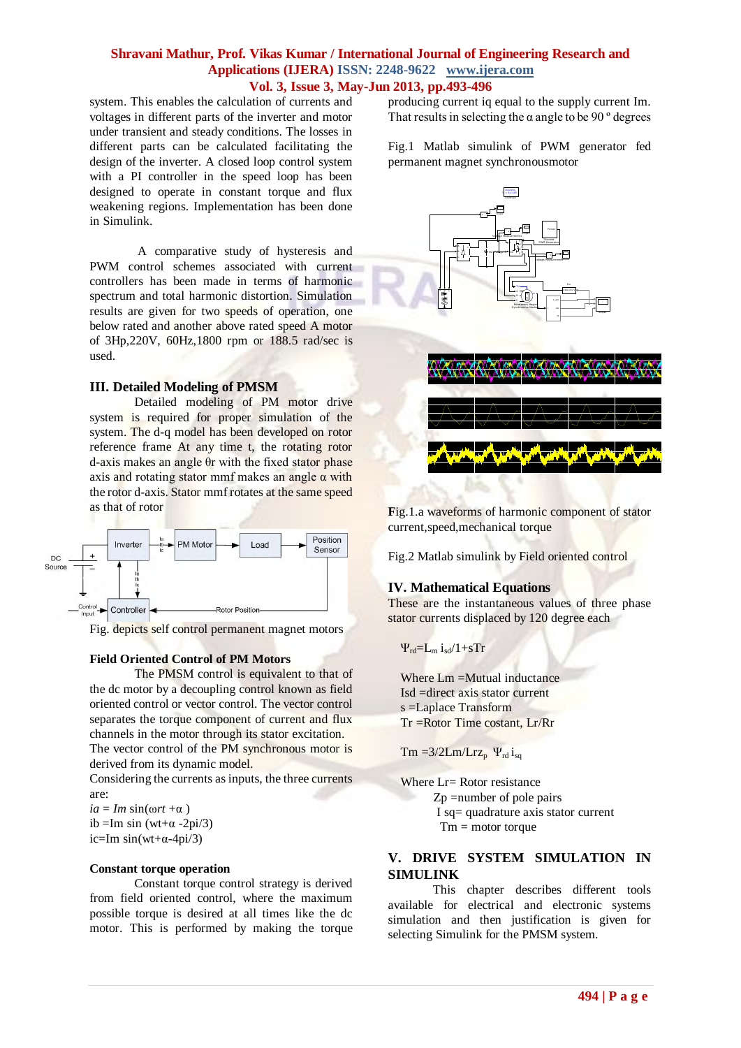system. This enables the calculation of currents and voltages in different parts of the inverter and motor under transient and steady conditions. The losses in different parts can be calculated facilitating the design of the inverter. A closed loop control system with a PI controller in the speed loop has been designed to operate in constant torque and flux weakening regions. Implementation has been done in Simulink.

A comparative study of hysteresis and PWM control schemes associated with current controllers has been made in terms of harmonic spectrum and total harmonic distortion. Simulation results are given for two speeds of operation, one below rated and another above rated speed A motor of 3Hp,220V, 60Hz,1800 rpm or 188.5 rad/sec is used.

## III. Detailed Modeling of PMSM

Detailed modeling of PM motor drive system is required for proper simulation of the system. The d-q model has been developed on rotor reference frame At any time t, the rotating rotor d-axis makes an angle $\theta r$ with the fixed stator phase axis and rotating stator mmf makes an angle $\alpha$ with the rotor d-axis. Stator mmf rotates at the same speed as that of rotor

Fig. depicts self control permanent magnet motors

### Field Oriented Control of PM Motors

The PMSM control is equivalent to that of the dc motor by a decoupling control known as field oriented control or vector control. The vector control separates the torque component of current and flux channels in the motor through its stator excitation.
The vector control of the PM synchronous motor is derived from its dynamic model.
Considering the currents as inputs, the three currents are:

$ia = Im \sin(\omega rt + \alpha)$
$ib = Im \sin(wt+\alpha -2pi/3)$
$ic = Im \sin(wt+\alpha -4pi/3)$

### Constant torque operation

Constant torque control strategy is derived from field oriented control, where the maximum possible torque is desired at all times like the dc motor. This is performed by making the torque producing current iq equal to the supply current Im. That results in selecting the $\alpha$ angle to be 90 º degrees

Fig.1 Matlab simulink of PWM generator fed permanent magnet synchronousmotor

Fig.1.a waveforms of harmonic component of stator current,speed,mechanical torque

Fig.2 Matlab simulink by Field oriented control

## IV. Mathematical Equations

These are the instantaneous values of three phase stator currents displaced by 120 degree each

$\Psi_{rd}=L_m\, i_{sd}/1+sTr$

Where Lm =Mutual inductance
Isd =direct axis stator current
s =Laplace Transform
Tr =Rotor Time costant, Lr/Rr

$Tm = 3/2Lm/Lrz_p\ \Psi_{rd}\, i_{sq}$

Where Lr= Rotor resistance
Zp =number of pole pairs
I sq= quadrature axis stator current
Tm = motor torque

## V. DRIVE SYSTEM SIMULATION IN SIMULINK

This chapter describes different tools available for electrical and electronic systems simulation and then justification is given for selecting Simulink for the PMSM system.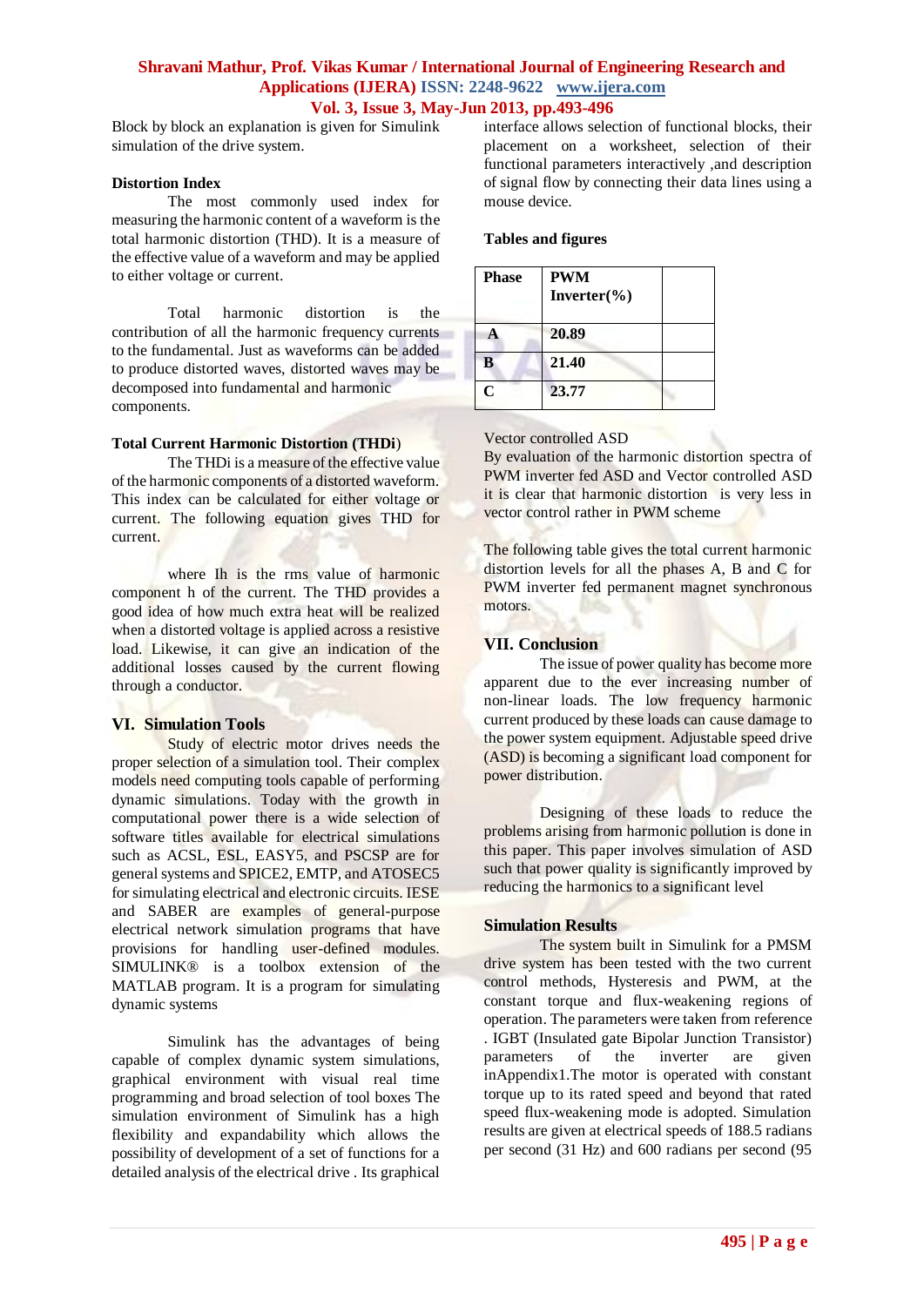Block by block an explanation is given for Simulink simulation of the drive system.

**Distortion Index**

The most commonly used index for measuring the harmonic content of a waveform is the total harmonic distortion (THD). It is a measure of the effective value of a waveform and may be applied to either voltage or current.

Total harmonic distortion is the contribution of all the harmonic frequency currents to the fundamental. Just as waveforms can be added to produce distorted waves, distorted waves may be decomposed into fundamental and harmonic components.

**Total Current Harmonic Distortion (THDi)**

The THDi is a measure of the effective value of the harmonic components of a distorted waveform. This index can be calculated for either voltage or current. The following equation gives THD for current.

where Ih is the rms value of harmonic component h of the current. The THD provides a good idea of how much extra heat will be realized when a distorted voltage is applied across a resistive load. Likewise, it can give an indication of the additional losses caused by the current flowing through a conductor.

## VI. Simulation Tools

Study of electric motor drives needs the proper selection of a simulation tool. Their complex models need computing tools capable of performing dynamic simulations. Today with the growth in computational power there is a wide selection of software titles available for electrical simulations such as ACSL, ESL, EASY5, and PSCSP are for general systems and SPICE2, EMTP, and ATOSEC5 for simulating electrical and electronic circuits. IESE and SABER are examples of general-purpose electrical network simulation programs that have provisions for handling user-defined modules. SIMULINK® is a toolbox extension of the MATLAB program. It is a program for simulating dynamic systems

Simulink has the advantages of being capable of complex dynamic system simulations, graphical environment with visual real time programming and broad selection of tool boxes The simulation environment of Simulink has a high flexibility and expandability which allows the possibility of development of a set of functions for a detailed analysis of the electrical drive . Its graphical interface allows selection of functional blocks, their placement on a worksheet, selection of their functional parameters interactively ,and description of signal flow by connecting their data lines using a mouse device.

**Tables and figures**

| Phase | PWM Inverter(%) | |
|---|---|---|
| A | 20.89 | |
| B | 21.40 | |
| C | 23.77 | |

Vector controlled ASD

By evaluation of the harmonic distortion spectra of PWM inverter fed ASD and Vector controlled ASD it is clear that harmonic distortion is very less in vector control rather in PWM scheme

The following table gives the total current harmonic distortion levels for all the phases A, B and C for PWM inverter fed permanent magnet synchronous motors.

## VII. Conclusion

The issue of power quality has become more apparent due to the ever increasing number of non-linear loads. The low frequency harmonic current produced by these loads can cause damage to the power system equipment. Adjustable speed drive (ASD) is becoming a significant load component for power distribution.

Designing of these loads to reduce the problems arising from harmonic pollution is done in this paper. This paper involves simulation of ASD such that power quality is significantly improved by reducing the harmonics to a significant level

**Simulation Results**

The system built in Simulink for a PMSM drive system has been tested with the two current control methods, Hysteresis and PWM, at the constant torque and flux-weakening regions of operation. The parameters were taken from reference . IGBT (Insulated gate Bipolar Junction Transistor) parameters of the inverter are given inAppendix1.The motor is operated with constant torque up to its rated speed and beyond that rated speed flux-weakening mode is adopted. Simulation results are given at electrical speeds of 188.5 radians per second (31 Hz) and 600 radians per second (95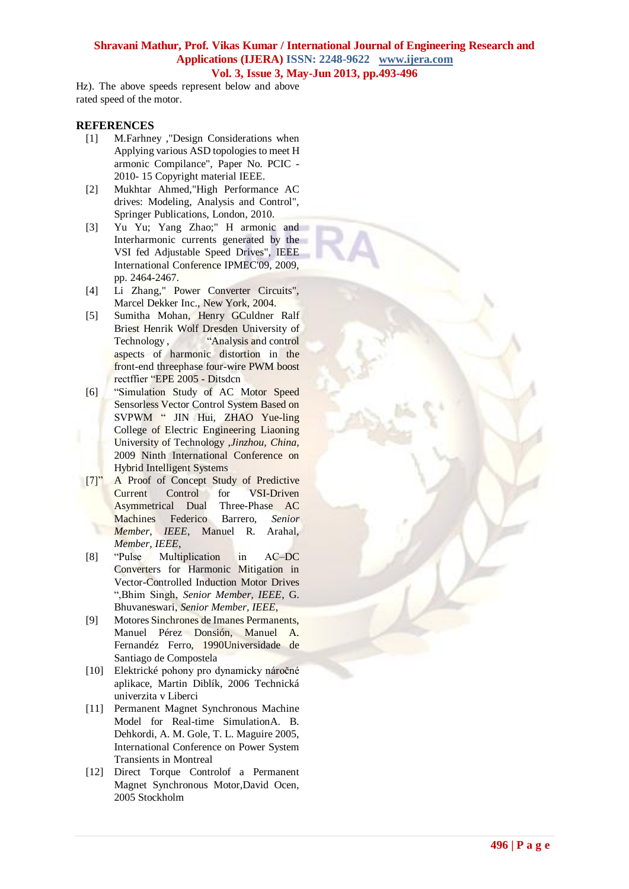Hz). The above speeds represent below and above rated speed of the motor.

## REFERENCES

[1] M.Farhney ,"Design Considerations when Applying various ASD topologies to meet H armonic Compilance", Paper No. PCIC - 2010- 15 Copyright material IEEE.

[2] Mukhtar Ahmed,"High Performance AC drives: Modeling, Analysis and Control", Springer Publications, London, 2010.

[3] Yu Yu; Yang Zhao;" H armonic and Interharmonic currents generated by the VSI fed Adjustable Speed Drives", IEEE International Conference IPMEC'09, 2009, pp. 2464-2467.

[4] Li Zhang," Power Converter Circuits", Marcel Dekker Inc., New York, 2004.

[5] Sumitha Mohan, Henry GCuldner Ralf Briest Henrik Wolf Dresden University of Technology , "Analysis and control aspects of harmonic distortion in the front-end threephase four-wire PWM boost rectffier "EPE 2005 - Ditsdcn

[6] "Simulation Study of AC Motor Speed Sensorless Vector Control System Based on SVPWM " JIN Hui, ZHAO Yue-ling College of Electric Engineering Liaoning University of Technology ,*Jinzhou, China,* 2009 Ninth International Conference on Hybrid Intelligent Systems

[7]" A Proof of Concept Study of Predictive Current Control for VSI-Driven Asymmetrical Dual Three-Phase AC Machines Federico Barrero, *Senior Member, IEEE*, Manuel R. Arahal, *Member, IEEE*,

[8] "Pulse Multiplication in AC–DC Converters for Harmonic Mitigation in Vector-Controlled Induction Motor Drives ",Bhim Singh, *Senior Member, IEEE*, G. Bhuvaneswari, *Senior Member, IEEE*,

[9] Motores Sinchrones de Imanes Permanents, Manuel Pérez Donsión, Manuel A. Fernandéz Ferro, 1990Universidade de Santiago de Compostela

[10] Elektrické pohony pro dynamicky náročné aplikace, Martin Diblík, 2006 Technická univerzita v Liberci

[11] Permanent Magnet Synchronous Machine Model for Real-time SimulationA. B. Dehkordi, A. M. Gole, T. L. Maguire 2005, International Conference on Power System Transients in Montreal

[12] Direct Torque Controlof a Permanent Magnet Synchronous Motor,David Ocen, 2005 Stockholm